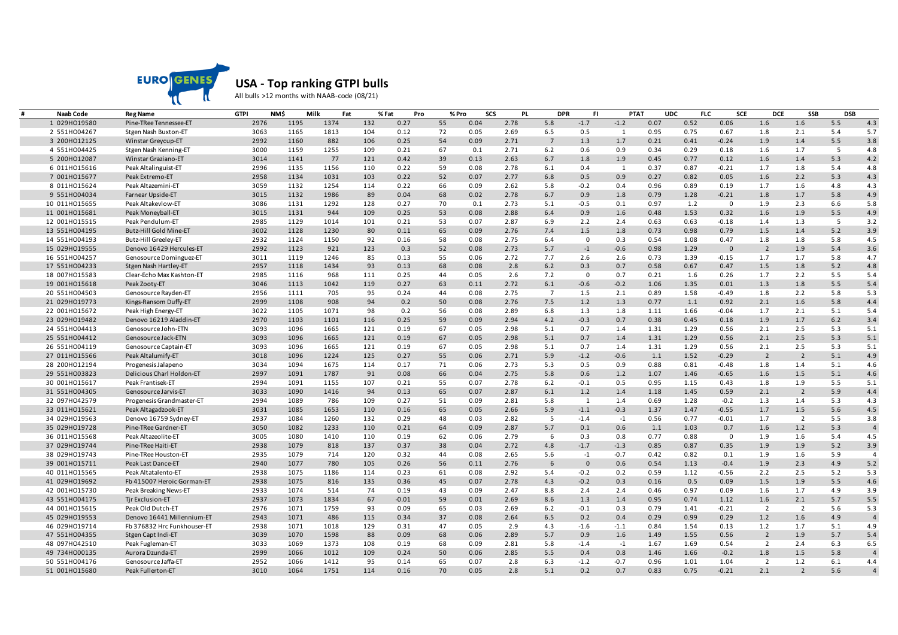## USA - Top ranking GTPI bulls

All bulls >12 months with NAAB-code (08/21)

| # | Naab Code | Reg Name | GTPI | NM$ | Milk | Fat | % Fat | Pro | % Pro | SCS | PL | DPR | FI | PTAT | UDC | FLC | SCE | DCE | SSB | DSB |
|---|---|---|---|---|---|---|---|---|---|---|---|---|---|---|---|---|---|---|---|---|
| 1 | 029HO19580 | Pine-TRee Tennessee-ET | 2976 | 1195 | 1374 | 132 | 0.27 | 55 | 0.04 | 2.78 | 5.8 | -1.7 | -1.2 | 0.07 | 0.52 | 0.06 | 1.6 | 1.6 | 5.5 | 4.3 |
| 2 | 551HO04267 | Stgen Nash Buxton-ET | 3063 | 1165 | 1813 | 104 | 0.12 | 72 | 0.05 | 2.69 | 6.5 | 0.5 | 1 | 0.95 | 0.75 | 0.67 | 1.8 | 2.1 | 5.4 | 5.7 |
| 3 | 200HO12125 | Winstar Greycup-ET | 2992 | 1160 | 882 | 106 | 0.25 | 54 | 0.09 | 2.71 | 7 | 1.3 | 1.7 | 0.21 | 0.41 | -0.24 | 1.9 | 1.4 | 5.5 | 3.8 |
| 4 | 551HO04425 | Stgen Nash Kenning-ET | 3000 | 1159 | 1255 | 109 | 0.21 | 67 | 0.1 | 2.71 | 6.2 | 0.6 | 0.9 | 0.34 | 0.29 | 0.18 | 1.6 | 1.7 | 5 | 4.8 |
| 5 | 200HO12087 | Winstar Graziano-ET | 3014 | 1141 | 77 | 121 | 0.42 | 39 | 0.13 | 2.63 | 6.7 | 1.8 | 1.9 | 0.45 | 0.77 | 0.12 | 1.6 | 1.4 | 5.3 | 4.2 |
| 6 | 011HO15616 | Peak Altalinguist-ET | 2996 | 1135 | 1156 | 110 | 0.22 | 59 | 0.08 | 2.78 | 6.1 | 0.4 | 1 | 0.37 | 0.87 | -0.21 | 1.7 | 1.8 | 5.4 | 4.8 |
| 7 | 001HO15677 | Peak Extremo-ET | 2958 | 1134 | 1031 | 103 | 0.22 | 52 | 0.07 | 2.77 | 6.8 | 0.5 | 0.9 | 0.27 | 0.82 | 0.05 | 1.6 | 2.2 | 5.3 | 4.3 |
| 8 | 011HO15624 | Peak Altazemini-ET | 3059 | 1132 | 1254 | 114 | 0.22 | 66 | 0.09 | 2.62 | 5.8 | -0.2 | 0.4 | 0.96 | 0.89 | 0.19 | 1.7 | 1.6 | 4.8 | 4.3 |
| 9 | 551HO04034 | Farnear Upside-ET | 3015 | 1132 | 1986 | 89 | 0.04 | 68 | 0.02 | 2.78 | 6.7 | 0.9 | 1.8 | 0.79 | 1.28 | -0.21 | 1.8 | 1.7 | 5.8 | 4.9 |
| 10 | 011HO15655 | Peak Altakevlow-ET | 3086 | 1131 | 1292 | 128 | 0.27 | 70 | 0.1 | 2.73 | 5.1 | -0.5 | 0.1 | 0.97 | 1.2 | 0 | 1.9 | 2.3 | 6.6 | 5.8 |
| 11 | 001HO15681 | Peak Moneyball-ET | 3015 | 1131 | 944 | 109 | 0.25 | 53 | 0.08 | 2.88 | 6.4 | 0.9 | 1.6 | 0.48 | 1.53 | 0.32 | 1.6 | 1.9 | 5.5 | 4.9 |
| 12 | 001HO15515 | Peak Pendulum-ET | 2985 | 1129 | 1014 | 101 | 0.21 | 53 | 0.07 | 2.87 | 6.9 | 2.2 | 2.4 | 0.63 | 0.63 | -0.18 | 1.4 | 1.3 | 5 | 3.2 |
| 13 | 551HO04195 | Butz-Hill Gold Mine-ET | 3002 | 1128 | 1230 | 80 | 0.11 | 65 | 0.09 | 2.76 | 7.4 | 1.5 | 1.8 | 0.73 | 0.98 | 0.79 | 1.5 | 1.4 | 5.2 | 3.9 |
| 14 | 551HO04193 | Butz-Hill Greeley-ET | 2932 | 1124 | 1150 | 92 | 0.16 | 58 | 0.08 | 2.75 | 6.4 | 0 | 0.3 | 0.54 | 1.08 | 0.47 | 1.8 | 1.8 | 5.8 | 4.5 |
| 15 | 029HO19555 | Denovo 16429 Hercules-ET | 2992 | 1123 | 921 | 123 | 0.3 | 52 | 0.08 | 2.73 | 5.7 | -1 | -0.6 | 0.98 | 1.29 | 0 | 2 | 1.9 | 5.4 | 3.6 |
| 16 | 551HO04257 | Genosource Dominguez-ET | 3011 | 1119 | 1246 | 85 | 0.13 | 55 | 0.06 | 2.72 | 7.7 | 2.6 | 2.6 | 0.73 | 1.39 | -0.15 | 1.7 | 1.7 | 5.8 | 4.7 |
| 17 | 551HO04233 | Stgen Nash Hartley-ET | 2957 | 1118 | 1434 | 93 | 0.13 | 68 | 0.08 | 2.8 | 6.2 | 0.3 | 0.7 | 0.58 | 0.67 | 0.47 | 1.5 | 1.8 | 5.2 | 4.8 |
| 18 | 007HO15583 | Clear-Echo Max Kashton-ET | 2985 | 1116 | 968 | 111 | 0.25 | 44 | 0.05 | 2.6 | 7.2 | 0 | 0.7 | 0.21 | 1.6 | 0.26 | 1.7 | 2.2 | 5.5 | 5.4 |
| 19 | 001HO15618 | Peak Zooty-ET | 3046 | 1113 | 1042 | 119 | 0.27 | 63 | 0.11 | 2.72 | 6.1 | -0.6 | -0.2 | 1.06 | 1.35 | 0.01 | 1.3 | 1.8 | 5.5 | 5.4 |
| 20 | 551HO04503 | Genosource Rayden-ET | 2956 | 1111 | 705 | 95 | 0.24 | 44 | 0.08 | 2.75 | 7 | 1.5 | 2.1 | 0.89 | 1.58 | -0.49 | 1.8 | 2.2 | 5.8 | 5.3 |
| 21 | 029HO19773 | Kings-Ransom Duffy-ET | 2999 | 1108 | 908 | 94 | 0.2 | 50 | 0.08 | 2.76 | 7.5 | 1.2 | 1.3 | 0.77 | 1.1 | 0.92 | 2.1 | 1.6 | 5.8 | 4.4 |
| 22 | 001HO15672 | Peak High Energy-ET | 3022 | 1105 | 1071 | 98 | 0.2 | 56 | 0.08 | 2.89 | 6.8 | 1.3 | 1.8 | 1.11 | 1.66 | -0.04 | 1.7 | 2.1 | 5.1 | 5.4 |
| 23 | 029HO19482 | Denovo 16219 Aladdin-ET | 2970 | 1103 | 1101 | 116 | 0.25 | 59 | 0.09 | 2.94 | 4.2 | -0.3 | 0.7 | 0.38 | 0.45 | 0.18 | 1.9 | 1.7 | 6.2 | 3.4 |
| 24 | 551HO04413 | Genosource John-ETN | 3093 | 1096 | 1665 | 121 | 0.19 | 67 | 0.05 | 2.98 | 5.1 | 0.7 | 1.4 | 1.31 | 1.29 | 0.56 | 2.1 | 2.5 | 5.3 | 5.1 |
| 25 | 551HO04412 | Genosource Jack-ETN | 3093 | 1096 | 1665 | 121 | 0.19 | 67 | 0.05 | 2.98 | 5.1 | 0.7 | 1.4 | 1.31 | 1.29 | 0.56 | 2.1 | 2.5 | 5.3 | 5.1 |
| 26 | 551HO04119 | Genosource Captain-ET | 3093 | 1096 | 1665 | 121 | 0.19 | 67 | 0.05 | 2.98 | 5.1 | 0.7 | 1.4 | 1.31 | 1.29 | 0.56 | 2.1 | 2.5 | 5.3 | 5.1 |
| 27 | 011HO15566 | Peak Altalumify-ET | 3018 | 1096 | 1224 | 125 | 0.27 | 55 | 0.06 | 2.71 | 5.9 | -1.2 | -0.6 | 1.1 | 1.52 | -0.29 | 2 | 2 | 5.1 | 4.9 |
| 28 | 200HO12194 | Progenesis Jalapeno | 3034 | 1094 | 1675 | 114 | 0.17 | 71 | 0.06 | 2.73 | 5.3 | 0.5 | 0.9 | 0.88 | 0.81 | -0.48 | 1.8 | 1.4 | 5.1 | 4.6 |
| 29 | 551HO03823 | Delicious Charl Holdon-ET | 2997 | 1091 | 1787 | 91 | 0.08 | 66 | 0.04 | 2.75 | 5.8 | 0.6 | 1.2 | 1.07 | 1.46 | -0.65 | 1.6 | 1.5 | 5.1 | 4.6 |
| 30 | 001HO15617 | Peak Frantisek-ET | 2994 | 1091 | 1155 | 107 | 0.21 | 55 | 0.07 | 2.78 | 6.2 | -0.1 | 0.5 | 0.95 | 1.15 | 0.43 | 1.8 | 1.9 | 5.5 | 5.1 |
| 31 | 551HO04305 | Genosource Jarvis-ET | 3033 | 1090 | 1416 | 94 | 0.13 | 65 | 0.07 | 2.87 | 6.1 | 1.2 | 1.4 | 1.18 | 1.45 | 0.59 | 2.1 | 2 | 5.9 | 4.4 |
| 32 | 097HO42579 | Progenesis Grandmaster-ET | 2994 | 1089 | 786 | 109 | 0.27 | 51 | 0.09 | 2.81 | 5.8 | 1 | 1.4 | 0.69 | 1.28 | -0.2 | 1.3 | 1.4 | 5.3 | 4.3 |
| 33 | 011HO15621 | Peak Altagadzook-ET | 3031 | 1085 | 1653 | 110 | 0.16 | 65 | 0.05 | 2.66 | 5.9 | -1.1 | -0.3 | 1.37 | 1.47 | -0.55 | 1.7 | 1.5 | 5.6 | 4.5 |
| 34 | 029HO19563 | Denovo 16759 Sydney-ET | 2937 | 1084 | 1260 | 132 | 0.29 | 48 | 0.03 | 2.82 | 5 | -1.4 | -1 | 0.56 | 0.77 | -0.01 | 1.7 | 2 | 5.5 | 3.8 |
| 35 | 029HO19728 | Pine-TRee Gardner-ET | 3050 | 1082 | 1233 | 110 | 0.21 | 64 | 0.09 | 2.87 | 5.7 | 0.1 | 0.6 | 1.1 | 1.03 | 0.7 | 1.6 | 1.2 | 5.3 | 4 |
| 36 | 011HO15568 | Peak Altazeolite-ET | 3005 | 1080 | 1410 | 110 | 0.19 | 62 | 0.06 | 2.79 | 6 | 0.3 | 0.8 | 0.77 | 0.88 | 0 | 1.9 | 1.6 | 5.4 | 4.5 |
| 37 | 029HO19744 | Pine-TRee Haiti-ET | 2938 | 1079 | 818 | 137 | 0.37 | 38 | 0.04 | 2.72 | 4.8 | -1.7 | -1.3 | 0.85 | 0.87 | 0.35 | 1.9 | 1.9 | 5.2 | 3.9 |
| 38 | 029HO19743 | Pine-TRee Houston-ET | 2935 | 1079 | 714 | 120 | 0.32 | 44 | 0.08 | 2.65 | 5.6 | -1 | -0.7 | 0.42 | 0.82 | 0.1 | 1.9 | 1.6 | 5.9 | 4 |
| 39 | 001HO15711 | Peak Last Dance-ET | 2940 | 1077 | 780 | 105 | 0.26 | 56 | 0.11 | 2.76 | 6 | 0 | 0.6 | 0.54 | 1.13 | -0.4 | 1.9 | 2.3 | 4.9 | 5.2 |
| 40 | 011HO15565 | Peak Altatalento-ET | 2938 | 1075 | 1186 | 114 | 0.23 | 61 | 0.08 | 2.92 | 5.4 | -0.2 | 0.2 | 0.59 | 1.12 | -0.56 | 2.2 | 2.5 | 5.2 | 5.3 |
| 41 | 029HO19692 | Fb 415007 Heroic Gorman-ET | 2938 | 1075 | 816 | 135 | 0.36 | 45 | 0.07 | 2.78 | 4.3 | -0.2 | 0.3 | 0.16 | 0.5 | 0.09 | 1.5 | 1.9 | 5.5 | 4.6 |
| 42 | 001HO15730 | Peak Breaking News-ET | 2933 | 1074 | 514 | 74 | 0.19 | 43 | 0.09 | 2.47 | 8.8 | 2.4 | 2.4 | 0.46 | 0.97 | 0.09 | 1.6 | 1.7 | 4.9 | 3.9 |
| 43 | 551HO04175 | Tjr Exclusion-ET | 2937 | 1073 | 1834 | 67 | -0.01 | 59 | 0.01 | 2.69 | 8.6 | 1.3 | 1.4 | 0.95 | 0.74 | 1.12 | 1.6 | 2.1 | 5.7 | 5.5 |
| 44 | 001HO15615 | Peak Old Dutch-ET | 2976 | 1071 | 1759 | 93 | 0.09 | 65 | 0.03 | 2.69 | 6.2 | -0.1 | 0.3 | 0.79 | 1.41 | -0.21 | 2 | 2 | 5.6 | 5.3 |
| 45 | 029HO19553 | Denovo 16441 Millennium-ET | 2943 | 1071 | 486 | 115 | 0.34 | 37 | 0.08 | 2.64 | 6.5 | 0.2 | 0.4 | 0.29 | 0.99 | 0.29 | 1.2 | 1.6 | 4.9 | 4 |
| 46 | 029HO19714 | Fb 376832 Hrc Funkhouser-ET | 2938 | 1071 | 1018 | 129 | 0.31 | 47 | 0.05 | 2.9 | 4.3 | -1.6 | -1.1 | 0.84 | 1.54 | 0.13 | 1.2 | 1.7 | 5.1 | 4.9 |
| 47 | 551HO04355 | Stgen Capt Indi-ET | 3039 | 1070 | 1598 | 88 | 0.09 | 68 | 0.06 | 2.89 | 5.7 | 0.9 | 1.6 | 1.49 | 1.55 | 0.56 | 2 | 1.9 | 5.7 | 5.4 |
| 48 | 097HO42510 | Peak Fugleman-ET | 3033 | 1069 | 1373 | 108 | 0.19 | 68 | 0.09 | 2.81 | 5.8 | -1.4 | -1 | 1.67 | 1.69 | 0.54 | 2 | 2.4 | 6.3 | 6.5 |
| 49 | 734HO00135 | Aurora Dzunda-ET | 2999 | 1066 | 1012 | 109 | 0.24 | 50 | 0.06 | 2.85 | 5.5 | 0.4 | 0.8 | 1.46 | 1.66 | -0.2 | 1.8 | 1.5 | 5.8 | 4 |
| 50 | 551HO04176 | Genosource Jaffa-ET | 2952 | 1066 | 1412 | 95 | 0.14 | 65 | 0.07 | 2.8 | 6.3 | -1.2 | -0.7 | 0.96 | 1.01 | 1.04 | 2 | 1.2 | 6.1 | 4.4 |
| 51 | 001HO15680 | Peak Fullerton-ET | 3010 | 1064 | 1751 | 114 | 0.16 | 70 | 0.05 | 2.8 | 5.1 | 0.2 | 0.7 | 0.83 | 0.75 | -0.21 | 2.1 | 2 | 5.6 | 4 |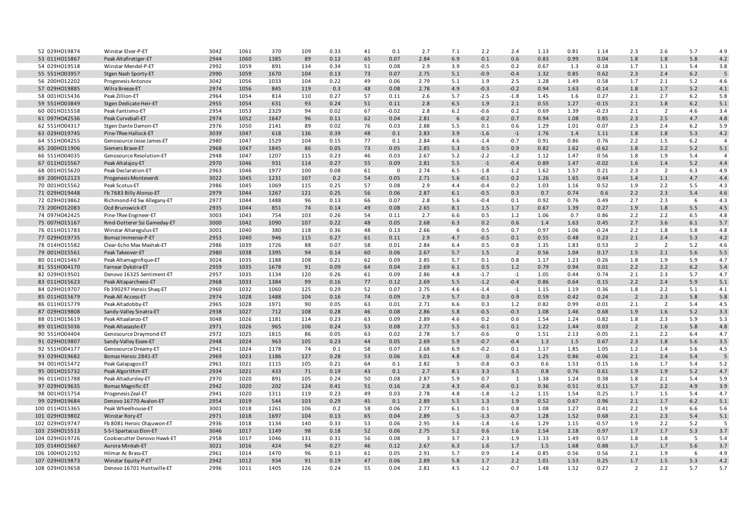| | | | | | | | | | | | | | | | | | | | |
|---|---|---|---|---|---|---|---|---|---|---|---|---|---|---|---|---|---|---|---|
| 52 | 029HO19874 | Winstar Elver-P-ET | 3042 | 1061 | 370 | 109 | 0.33 | 41 | 0.1 | 2.7 | 7.1 | 2.2 | 2.4 | 1.13 | 0.81 | 1.14 | 2.3 | 2.6 | 5.7 | 4.9 |
| 53 | 011HO15867 | Peak Altafiretiger-ET | 2944 | 1060 | 1385 | 89 | 0.12 | 65 | 0.07 | 2.84 | 6.9 | 0.1 | 0.6 | 0.83 | 0.99 | 0.04 | 1.8 | 1.8 | 5.8 | 4.2 |
| 54 | 029HO19518 | Winstar Mendel-P-ET | 2992 | 1059 | 891 | 134 | 0.34 | 51 | 0.08 | 2.9 | 3.9 | -0.5 | 0.2 | 0.67 | 1.3 | -0.18 | 1.7 | 1.1 | 5.4 | 3.8 |
| 55 | 551HO03957 | Stgen Nash Sporty-ET | 2990 | 1059 | 1670 | 104 | 0.13 | 73 | 0.07 | 2.75 | 5.1 | -0.9 | -0.4 | 1.32 | 0.85 | 0.62 | 2.3 | 2.4 | 6.2 | 5 |
| 56 | 200HO12202 | Progenesis Antonov | 3042 | 1056 | 1033 | 104 | 0.22 | 49 | 0.06 | 2.79 | 5.1 | 1.9 | 2.5 | 1.28 | 1.49 | 0.58 | 1.7 | 2.1 | 5.2 | 4.6 |
| 57 | 029HO19885 | Wilra Breeze-ET | 2974 | 1056 | 845 | 119 | 0.3 | 48 | 0.08 | 2.78 | 4.9 | -0.3 | -0.2 | 0.94 | 1.63 | -0.14 | 1.8 | 1.7 | 5.2 | 4.1 |
| 58 | 001HO15436 | Peak Zillion-ET | 2964 | 1054 | 814 | 110 | 0.27 | 57 | 0.11 | 2.6 | 5.7 | -2.5 | -1.8 | 1.45 | 1.6 | 0.27 | 2.1 | 2.7 | 6.2 | 5.8 |
| 59 | 551HO03849 | Stgen Dedicate Heir-ET | 2955 | 1054 | 631 | 93 | 0.24 | 51 | 0.11 | 2.8 | 6.5 | 1.9 | 2.1 | 0.55 | 1.27 | -0.15 | 2.1 | 1.8 | 6.2 | 5.1 |
| 60 | 001HO15558 | Peak Fantismo-ET | 2954 | 1053 | 2329 | 94 | 0.02 | 67 | -0.02 | 2.8 | 6.2 | -0.6 | 0.2 | 0.69 | 1.39 | -0.23 | 2.1 | 2 | 4.6 | 3.4 |
| 61 | 097HO42536 | Peak Curveball-ET | 2974 | 1052 | 1647 | 96 | 0.11 | 62 | 0.04 | 2.81 | 6 | -0.2 | 0.7 | 0.94 | 1.08 | 0.85 | 2.3 | 2.5 | 4.7 | 4.8 |
| 62 | 551HO04317 | Stgen Dante Damon-ET | 2976 | 1050 | 2141 | 89 | 0.02 | 76 | 0.03 | 2.88 | 5.5 | 0.1 | 0.6 | 1.29 | 1.01 | -0.07 | 2.3 | 2.4 | 6.2 | 5.9 |
| 63 | 029HO19745 | Pine-TRee Hallock-ET | 3039 | 1047 | 618 | 136 | 0.39 | 48 | 0.1 | 2.83 | 3.9 | -1.6 | -1 | 1.76 | 1.4 | 1.11 | 1.8 | 1.8 | 5.3 | 4.2 |
| 64 | 551HO04255 | Genosource Jesse James-ET | 2980 | 1047 | 1529 | 104 | 0.15 | 77 | 0.1 | 2.84 | 4.6 | -1.4 | -0.7 | 0.91 | 0.86 | 0.76 | 2.2 | 1.5 | 6.2 | 4 |
| 65 | 200HO11906 | Siemers Brave-ET | 2968 | 1047 | 1845 | 86 | 0.05 | 73 | 0.05 | 2.85 | 5.3 | 0.5 | 0.9 | 0.82 | 1.62 | -0.62 | 1.8 | 2.2 | 5.2 | 5.1 |
| 66 | 551HO04035 | Genosource Resolution-ET | 2948 | 1047 | 1207 | 115 | 0.23 | 46 | 0.03 | 2.67 | 5.2 | -2.2 | -1.2 | 1.12 | 1.47 | 0.56 | 1.8 | 1.9 | 5.4 | 4 |
| 67 | 011HO15567 | Peak Altalajoy-ET | 2970 | 1046 | 931 | 114 | 0.27 | 55 | 0.09 | 2.81 | 5.5 | -1 | -0.4 | 0.89 | 1.47 | -0.02 | 1.6 | 1.4 | 5.2 | 4.4 |
| 68 | 001HO15620 | Peak Declaration-ET | 2963 | 1046 | 1977 | 100 | 0.08 | 61 | 0 | 2.74 | 6.5 | -1.8 | -1.2 | 1.62 | 1.57 | 0.21 | 2.3 | 2 | 6.3 | 4.9 |
| 69 | 200HO12123 | Progenesis Monteverdi | 3022 | 1045 | 1231 | 107 | 0.2 | 54 | 0.05 | 2.71 | 5.6 | -0.1 | 0.2 | 1.26 | 1.65 | 0.44 | 1.4 | 1.1 | 4.7 | 4.4 |
| 70 | 001HO15562 | Peak Scotus-ET | 2986 | 1045 | 1069 | 115 | 0.25 | 57 | 0.08 | 2.9 | 4.4 | -0.4 | 0.2 | 1.03 | 1.16 | 0.52 | 1.9 | 2.2 | 5.5 | 4.3 |
| 71 | 029HO19448 | Fb 7683 Billy Alonso-ET | 2979 | 1044 | 1267 | 121 | 0.25 | 56 | 0.06 | 2.87 | 6.1 | -0.5 | 0.3 | 0.7 | 0.74 | 0.6 | 2.2 | 2.3 | 5.4 | 4.6 |
| 72 | 029HO19862 | Richmond-Fd Sw Allegany-ET | 2977 | 1044 | 1488 | 96 | 0.13 | 66 | 0.07 | 2.8 | 5.6 | -0.4 | 0.1 | 0.92 | 0.76 | 0.49 | 2.7 | 2.3 | 6 | 4.3 |
| 73 | 200HO12083 | Ocd Brunswick-ET | 2935 | 1044 | 851 | 74 | 0.14 | 49 | 0.08 | 2.65 | 8.1 | 1.5 | 1.7 | 0.67 | 1.39 | 0.27 | 1.9 | 1.8 | 5.5 | 4.5 |
| 74 | 097HO42425 | Pine-TRee Engineer-ET | 3003 | 1043 | 754 | 103 | 0.26 | 54 | 0.11 | 2.7 | 6.6 | 0.5 | 1.2 | 1.06 | 0.7 | 0.86 | 2.2 | 2.2 | 6.5 | 4.8 |
| 75 | 007HO15167 | Rmd-Dotterer Ssi Gameday-ET | 3000 | 1042 | 1090 | 107 | 0.22 | 48 | 0.05 | 2.68 | 6.3 | 0.2 | 0.6 | 1.4 | 1.63 | 0.45 | 2.7 | 3.6 | 6.1 | 5.7 |
| 76 | 011HO15783 | Winstar Altaregulus-ET | 3001 | 1040 | 380 | 118 | 0.36 | 48 | 0.13 | 2.66 | 6 | 0.5 | 0.7 | 0.97 | 1.06 | -0.24 | 2.2 | 1.8 | 5.8 | 4.8 |
| 77 | 029HO19735 | Bomaz Immense-P-ET | 2953 | 1040 | 946 | 115 | 0.27 | 61 | 0.11 | 2.9 | 4.7 | -0.5 | 0.1 | 0.55 | 0.48 | 0.23 | 2.1 | 2.4 | 5.3 | 4.2 |
| 78 | 014HO15582 | Clear-Echo Max Mashak-ET | 2986 | 1039 | 1726 | 88 | 0.07 | 58 | 0.01 | 2.84 | 6.4 | 0.5 | 0.8 | 1.35 | 1.83 | 0.53 | 2 | 2 | 5.2 | 4.6 |
| 79 | 001HO15561 | Peak Takeover-ET | 2980 | 1038 | 1395 | 94 | 0.14 | 60 | 0.06 | 2.67 | 5.7 | 1.5 | 2 | 0.56 | 1.04 | 0.17 | 1.5 | 2.1 | 5.6 | 5.5 |
| 80 | 011HO15467 | Peak Altamagnifique-ET | 3024 | 1035 | 1188 | 108 | 0.21 | 62 | 0.09 | 2.85 | 5.7 | 0.1 | 0.8 | 1.17 | 1.23 | 0.26 | 1.8 | 1.9 | 5.9 | 4.7 |
| 81 | 551HO04170 | Farnear Dykstra-ET | 2959 | 1035 | 1678 | 91 | 0.09 | 64 | 0.04 | 2.69 | 6.1 | 0.5 | 1.2 | 0.79 | 0.94 | 0.01 | 2.2 | 2.2 | 6.2 | 5.4 |
| 82 | 029HO19501 | Denovo 16325 Sentiment-ET | 2957 | 1035 | 1134 | 120 | 0.26 | 61 | 0.09 | 2.86 | 4.8 | -1.7 | -1 | 1.05 | 0.44 | 0.74 | 2.1 | 2.3 | 5.7 | 4.7 |
| 83 | 011HO15623 | Peak Altaparcheesi-ET | 2968 | 1033 | 1384 | 99 | 0.16 | 77 | 0.12 | 2.69 | 5.5 | -1.2 | -0.4 | 0.86 | 0.64 | 0.15 | 2.2 | 2.4 | 5.9 | 5.1 |
| 84 | 029HO19707 | Fb 390297 Heroic Shaq-ET | 2960 | 1032 | 1060 | 125 | 0.29 | 52 | 0.07 | 2.75 | 4.6 | -1.4 | -1 | 1.15 | 1.19 | 0.36 | 1.8 | 2.2 | 5.1 | 4.1 |
| 85 | 011HO15679 | Peak All Access-ET | 2974 | 1028 | 1488 | 104 | 0.16 | 74 | 0.09 | 2.9 | 5.7 | 0.3 | 0.9 | 0.59 | 0.42 | 0.24 | 2 | 2.3 | 5.8 | 5.8 |
| 86 | 011HO15779 | Peak Altadobby-ET | 2965 | 1028 | 1971 | 90 | 0.05 | 63 | 0.01 | 2.71 | 6.6 | 0.3 | 1.2 | 0.82 | 0.99 | -0.01 | 2.1 | 2 | 5.4 | 4.5 |
| 87 | 029HO19808 | Sandy-Valley Sinatra-ET | 2938 | 1027 | 712 | 108 | 0.28 | 46 | 0.08 | 2.86 | 5.8 | -0.5 | -0.3 | 1.08 | 1.46 | 0.68 | 1.9 | 1.6 | 5.2 | 3.3 |
| 88 | 011HO15619 | Peak Altaalanzo-ET | 3048 | 1026 | 1181 | 114 | 0.23 | 63 | 0.09 | 2.89 | 4.6 | 0.2 | 0.6 | 1.54 | 1.24 | 0.82 | 1.8 | 2.3 | 5.9 | 5.3 |
| 89 | 011HO15036 | Peak Altazazzle-ET | 2971 | 1026 | 965 | 106 | 0.24 | 53 | 0.08 | 2.77 | 5.5 | -0.1 | 0.1 | 1.22 | 1.44 | 0.03 | 2 | 1.6 | 5.8 | 4.8 |
| 90 | 551HO04404 | Genosource Draymond-ET | 2972 | 1025 | 1815 | 86 | 0.05 | 63 | 0.02 | 2.78 | 5.7 | -0.6 | 0 | 1.51 | 2.13 | -0.05 | 2.1 | 2.2 | 6.4 | 4.7 |
| 91 | 029HO19807 | Sandy-Valley Essex-ET | 2948 | 1024 | 963 | 105 | 0.23 | 44 | 0.05 | 2.69 | 5.9 | -0.7 | -0.4 | 1.3 | 1.5 | 0.67 | 2.3 | 1.8 | 5.6 | 3.5 |
| 92 | 551HO04177 | Genosource Dreamy-ET | 2941 | 1024 | 1178 | 74 | 0.1 | 58 | 0.07 | 2.68 | 6.9 | -0.2 | 0.1 | 1.17 | 1.85 | 1.05 | 1.2 | 1.4 | 5.6 | 4.5 |
| 93 | 029HO19682 | Bomaz Heroic 2841-ET | 2969 | 1023 | 1186 | 127 | 0.28 | 53 | 0.06 | 3.01 | 4.8 | 0 | 0.4 | 1.25 | 0.86 | -0.06 | 2.1 | 2.4 | 5.4 | 5 |
| 94 | 001HO15472 | Peak Galapagos-ET | 2961 | 1021 | 1115 | 105 | 0.21 | 64 | 0.1 | 2.82 | 5 | -0.8 | -0.3 | 0.6 | 1.53 | 0.15 | 1.6 | 1.7 | 5.4 | 5.2 |
| 95 | 001HO15732 | Peak Algorithm-ET | 2934 | 1021 | 433 | 71 | 0.19 | 43 | 0.1 | 2.7 | 8.1 | 3.3 | 3.5 | 0.8 | 0.76 | 0.61 | 1.9 | 1.9 | 5.2 | 4.7 |
| 96 | 011HO15788 | Peak Altadursley-ET | 2970 | 1020 | 891 | 105 | 0.24 | 50 | 0.08 | 2.87 | 5.9 | 0.7 | 1 | 1.38 | 1.24 | 0.38 | 1.8 | 2.1 | 5.4 | 5.9 |
| 97 | 029HO19635 | Bomaz Magnific-ET | 2942 | 1020 | 202 | 124 | 0.41 | 51 | 0.16 | 2.8 | 4.3 | -0.4 | 0.1 | 0.36 | 0.51 | 0.11 | 1.7 | 2.2 | 4.9 | 3.9 |
| 98 | 001HO15754 | Progenesis Zeal-ET | 2941 | 1020 | 1311 | 119 | 0.23 | 49 | 0.03 | 2.78 | 4.8 | -1.8 | -1.2 | 1.15 | 1.54 | 0.25 | 1.7 | 1.5 | 5.4 | 4.7 |
| 99 | 029HO19684 | Denovo 16770 Avalon-ET | 2954 | 1019 | 544 | 103 | 0.29 | 45 | 0.1 | 2.89 | 5.5 | 1.3 | 1.9 | 0.52 | 0.67 | 0.96 | 2.1 | 1.7 | 6.2 | 5.1 |
| 100 | 011HO15365 | Peak Wheelhouse-ET | 3001 | 1018 | 1261 | 106 | 0.2 | 58 | 0.06 | 2.77 | 6.1 | 0.1 | 0.8 | 1.08 | 1.27 | 0.41 | 2.2 | 1.9 | 6.6 | 5.6 |
| 101 | 029HO19802 | Winstar Rory-ET | 2971 | 1018 | 1697 | 104 | 0.13 | 65 | 0.04 | 2.89 | 5 | -1.3 | -0.7 | 1.28 | 1.52 | 0.68 | 2.1 | 2.3 | 5.4 | 5.1 |
| 102 | 029HO19747 | Fb 8081 Heroic Olajuwon-ET | 2936 | 1018 | 1134 | 140 | 0.33 | 53 | 0.06 | 2.95 | 3.6 | -1.8 | -1.6 | 1.29 | 1.15 | -0.57 | 1.9 | 2.2 | 5.2 | 5 |
| 103 | 250HO15513 | S-S-I Spartacus Elon-ET | 3046 | 1017 | 1149 | 98 | 0.18 | 52 | 0.06 | 2.75 | 5.2 | 0.6 | 1.6 | 1.54 | 2.18 | 0.97 | 1.7 | 1.7 | 5.3 | 3.7 |
| 104 | 029HO19726 | Cookiecutter Denovo Hawk-ET | 2958 | 1017 | 1046 | 131 | 0.31 | 56 | 0.08 | 3 | 3.7 | -2.3 | -1.9 | 1.33 | 1.49 | 0.57 | 1.8 | 1.8 | 5 | 5.4 |
| 105 | 014HO15667 | Aurora Minkah-ET | 3021 | 1016 | 424 | 94 | 0.27 | 46 | 0.12 | 2.67 | 6.3 | 1.6 | 1.7 | 1.5 | 1.68 | 0.88 | 1.7 | 1.7 | 5.6 | 3.7 |
| 106 | 100HO12192 | Hilmar Ac Brass-ET | 2961 | 1014 | 1470 | 96 | 0.13 | 61 | 0.05 | 2.91 | 5.7 | 0.9 | 1.4 | 0.85 | 0.56 | 0.56 | 2.1 | 1.9 | 6 | 4.9 |
| 107 | 029HO19873 | Winstar Equity-P-ET | 2942 | 1012 | 934 | 91 | 0.19 | 47 | 0.06 | 2.89 | 5.8 | 1.7 | 2.2 | 1.01 | 1.53 | 0.25 | 1.7 | 1.5 | 5.3 | 4.2 |
| 108 | 029HO19658 | Denovo 16701 Huntsville-ET | 2996 | 1011 | 1405 | 126 | 0.24 | 55 | 0.04 | 2.81 | 4.5 | -1.2 | -0.7 | 1.48 | 1.52 | 0.27 | 2 | 2.2 | 5.7 | 5.7 |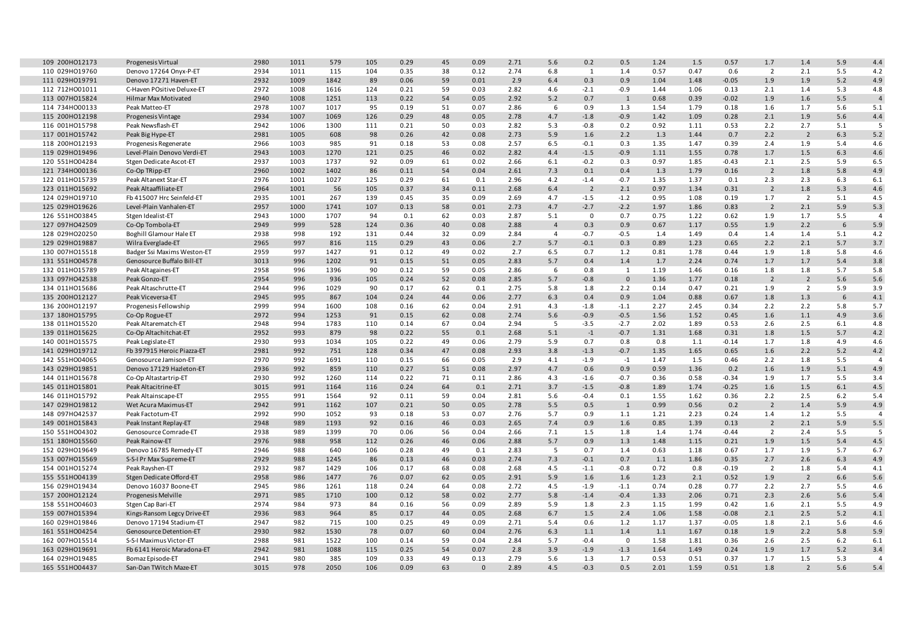| | | | | | | | | | | | | | | | | | | | | |
|---|---|---|---|---|---|---|---|---|---|---|---|---|---|---|---|---|---|---|---|---|
| 109 200HO12173 | Progenesis Virtual | 2980 | 1011 | 579 | 105 | 0.29 | 45 | 0.09 | 2.71 | 5.6 | 0.2 | 0.5 | 1.24 | 1.5 | 0.57 | 1.7 | 1.4 | 5.9 | 4.4 |
| 110 029HO19760 | Denovo 17264 Onyx-P-ET | 2934 | 1011 | 115 | 104 | 0.35 | 38 | 0.12 | 2.74 | 6.8 | 1 | 1.4 | 0.57 | 0.47 | 0.6 | 2 | 2.1 | 5.5 | 4.2 |
| 111 029HO19791 | Denovo 17271 Haven-ET | 2932 | 1009 | 1842 | 89 | 0.06 | 59 | 0.01 | 2.9 | 6.4 | 0.3 | 0.9 | 1.04 | 1.48 | -0.05 | 1.9 | 1.9 | 5.2 | 4.9 |
| 112 712HO01011 | C-Haven POsitive Deluxe-ET | 2972 | 1008 | 1616 | 124 | 0.21 | 59 | 0.03 | 2.82 | 4.6 | -2.1 | -0.9 | 1.44 | 1.06 | 0.13 | 2.1 | 1.4 | 5.3 | 4.8 |
| 113 007HO15824 | Hilmar Max Motivated | 2940 | 1008 | 1251 | 113 | 0.22 | 54 | 0.05 | 2.92 | 5.2 | 0.7 | 1 | 0.68 | 0.39 | -0.02 | 1.9 | 1.6 | 5.5 | 4 |
| 114 734HO00133 | Peak Matteo-ET | 2978 | 1007 | 1017 | 95 | 0.19 | 51 | 0.07 | 2.86 | 6 | 0.9 | 1.3 | 1.54 | 1.79 | 0.18 | 1.6 | 1.7 | 5.6 | 5.1 |
| 115 200HO12198 | Progenesis Vintage | 2934 | 1007 | 1069 | 126 | 0.29 | 48 | 0.05 | 2.78 | 4.7 | -1.8 | -0.9 | 1.42 | 1.09 | 0.28 | 2.1 | 1.9 | 5.6 | 4.4 |
| 116 001HO15798 | Peak Newsflash-ET | 2942 | 1006 | 1300 | 111 | 0.21 | 50 | 0.03 | 2.82 | 5.3 | -0.8 | 0.2 | 0.92 | 1.11 | 0.53 | 2.2 | 2.7 | 5.1 | 5 |
| 117 001HO15742 | Peak Big Hype-ET | 2981 | 1005 | 608 | 98 | 0.26 | 42 | 0.08 | 2.73 | 5.9 | 1.6 | 2.2 | 1.3 | 1.44 | 0.7 | 2.2 | 2 | 6.3 | 5.2 |
| 118 200HO12193 | Progenesis Regenerate | 2966 | 1003 | 985 | 91 | 0.18 | 53 | 0.08 | 2.57 | 6.5 | -0.1 | 0.3 | 1.35 | 1.47 | 0.39 | 2.4 | 1.9 | 5.4 | 4.6 |
| 119 029HO19496 | Level-Plain Denovo Verdi-ET | 2943 | 1003 | 1270 | 121 | 0.25 | 46 | 0.02 | 2.82 | 4.4 | -1.5 | -0.9 | 1.11 | 1.55 | 0.78 | 1.7 | 1.5 | 6.3 | 4.6 |
| 120 551HO04284 | Stgen Dedicate Ascot-ET | 2937 | 1003 | 1737 | 92 | 0.09 | 61 | 0.02 | 2.66 | 6.1 | -0.2 | 0.3 | 0.97 | 1.85 | -0.43 | 2.1 | 2.5 | 5.9 | 6.5 |
| 121 734HO00136 | Co-Op TRipp-ET | 2960 | 1002 | 1402 | 86 | 0.11 | 54 | 0.04 | 2.61 | 7.3 | 0.1 | 0.4 | 1.3 | 1.79 | 0.16 | 2 | 1.8 | 5.8 | 4.9 |
| 122 011HO15739 | Peak Altanext Star-ET | 2976 | 1001 | 1027 | 125 | 0.29 | 61 | 0.1 | 2.96 | 4.2 | -1.4 | -0.7 | 1.35 | 1.37 | 0.1 | 2.3 | 2.3 | 6.3 | 6.1 |
| 123 011HO15692 | Peak Altaaffiliate-ET | 2964 | 1001 | 56 | 105 | 0.37 | 34 | 0.11 | 2.68 | 6.4 | 2 | 2.1 | 0.97 | 1.34 | 0.31 | 2 | 1.8 | 5.3 | 4.6 |
| 124 029HO19710 | Fb 415007 Hrc Seinfeld-ET | 2935 | 1001 | 267 | 139 | 0.45 | 35 | 0.09 | 2.69 | 4.7 | -1.5 | -1.2 | 0.95 | 1.08 | 0.19 | 1.7 | 2 | 5.1 | 4.5 |
| 125 029HO19626 | Level-Plain Vanhalen-ET | 2957 | 1000 | 1741 | 107 | 0.13 | 58 | 0.01 | 2.73 | 4.7 | -2.7 | -2.2 | 1.97 | 1.86 | 0.83 | 2 | 2.1 | 5.9 | 5.3 |
| 126 551HO03845 | Stgen Idealist-ET | 2943 | 1000 | 1707 | 94 | 0.1 | 62 | 0.03 | 2.87 | 5.1 | 0 | 0.7 | 0.75 | 1.22 | 0.62 | 1.9 | 1.7 | 5.5 | 4 |
| 127 097HO42509 | Co-Op Tombola-ET | 2949 | 999 | 528 | 124 | 0.36 | 40 | 0.08 | 2.88 | 4 | 0.3 | 0.9 | 0.67 | 1.17 | 0.55 | 1.9 | 2.2 | 6 | 5.9 |
| 128 029HO20250 | Boghill Glamour Hale ET | 2938 | 998 | 192 | 131 | 0.44 | 32 | 0.09 | 2.84 | 4 | -0.7 | -0.5 | 1.4 | 1.49 | 0.4 | 1.4 | 1.4 | 5.1 | 4.2 |
| 129 029HO19887 | Wilra Everglade-ET | 2965 | 997 | 816 | 115 | 0.29 | 43 | 0.06 | 2.7 | 5.7 | -0.1 | 0.3 | 0.89 | 1.23 | 0.65 | 2.2 | 2.1 | 5.7 | 3.7 |
| 130 007HO15518 | Badger Ssi Maxims Weston-ET | 2959 | 997 | 1427 | 91 | 0.12 | 49 | 0.02 | 2.7 | 6.5 | 0.7 | 1.2 | 0.81 | 1.78 | 0.44 | 1.9 | 1.8 | 5.8 | 4.6 |
| 131 551HO04578 | Genosource Buffalo Bill-ET | 3013 | 996 | 1202 | 91 | 0.15 | 51 | 0.05 | 2.83 | 5.7 | 0.4 | 1.4 | 1.7 | 2.24 | 0.74 | 1.7 | 1.7 | 5.4 | 3.8 |
| 132 011HO15789 | Peak Altagaines-ET | 2958 | 996 | 1396 | 90 | 0.12 | 59 | 0.05 | 2.86 | 6 | 0.8 | 1 | 1.19 | 1.46 | 0.16 | 1.8 | 1.8 | 5.7 | 5.8 |
| 133 097HO42538 | Peak Gonzo-ET | 2954 | 996 | 936 | 105 | 0.24 | 52 | 0.08 | 2.85 | 5.7 | -0.8 | 0 | 1.36 | 1.77 | 0.18 | 2 | 2 | 5.6 | 5.6 |
| 134 011HO15686 | Peak Altaschrutte-ET | 2944 | 996 | 1029 | 90 | 0.17 | 62 | 0.1 | 2.75 | 5.8 | 1.8 | 2.2 | 0.14 | 0.47 | 0.21 | 1.9 | 2 | 5.9 | 3.9 |
| 135 200HO12127 | Peak Viceversa-ET | 2945 | 995 | 867 | 104 | 0.24 | 44 | 0.06 | 2.77 | 6.3 | 0.4 | 0.9 | 1.04 | 0.88 | 0.67 | 1.8 | 1.3 | 6 | 4.1 |
| 136 200HO12197 | Progenesis Fellowship | 2999 | 994 | 1600 | 108 | 0.16 | 62 | 0.04 | 2.91 | 4.3 | -1.8 | -1.1 | 2.27 | 2.45 | 0.34 | 2.2 | 2.2 | 5.8 | 5.7 |
| 137 180HO15795 | Co-Op Rogue-ET | 2972 | 994 | 1253 | 91 | 0.15 | 62 | 0.08 | 2.74 | 5.6 | -0.9 | -0.5 | 1.56 | 1.52 | 0.45 | 1.6 | 1.1 | 4.9 | 3.6 |
| 138 011HO15520 | Peak Altaremach-ET | 2948 | 994 | 1783 | 110 | 0.14 | 67 | 0.04 | 2.94 | 5 | -3.5 | -2.7 | 2.02 | 1.89 | 0.53 | 2.6 | 2.5 | 6.1 | 4.8 |
| 139 011HO15625 | Co-Op Altachitchat-ET | 2952 | 993 | 879 | 98 | 0.22 | 55 | 0.1 | 2.68 | 5.1 | -1 | -0.7 | 1.31 | 1.68 | 0.31 | 1.8 | 1.5 | 5.7 | 4.2 |
| 140 001HO15575 | Peak Legislate-ET | 2930 | 993 | 1034 | 105 | 0.22 | 49 | 0.06 | 2.79 | 5.9 | 0.7 | 0.8 | 0.8 | 1.1 | -0.14 | 1.7 | 1.8 | 4.9 | 4.6 |
| 141 029HO19712 | Fb 397915 Heroic Piazza-ET | 2981 | 992 | 751 | 128 | 0.34 | 47 | 0.08 | 2.93 | 3.8 | -1.3 | -0.7 | 1.35 | 1.65 | 0.65 | 1.6 | 2.2 | 5.2 | 4.2 |
| 142 551HO04065 | Genosource Jamison-ET | 2970 | 992 | 1691 | 110 | 0.15 | 66 | 0.05 | 2.9 | 4.1 | -1.9 | -1 | 1.47 | 1.5 | 0.46 | 2.2 | 1.8 | 5.5 | 4 |
| 143 029HO19851 | Denovo 17129 Hazleton-ET | 2936 | 992 | 859 | 110 | 0.27 | 51 | 0.08 | 2.97 | 4.7 | 0.6 | 0.9 | 0.59 | 1.36 | 0.2 | 1.6 | 1.9 | 5.1 | 4.9 |
| 144 011HO15678 | Co-Op Altastartrip-ET | 2930 | 992 | 1260 | 114 | 0.22 | 71 | 0.11 | 2.86 | 4.3 | -1.6 | -0.7 | 0.36 | 0.58 | -0.34 | 1.9 | 1.7 | 5.5 | 3.4 |
| 145 011HO15801 | Peak Altacitrine-ET | 3015 | 991 | 1164 | 116 | 0.24 | 64 | 0.1 | 2.71 | 3.7 | -1.5 | -0.8 | 1.89 | 1.74 | -0.25 | 1.6 | 1.5 | 6.1 | 4.5 |
| 146 011HO15792 | Peak Altainscape-ET | 2955 | 991 | 1564 | 92 | 0.11 | 59 | 0.04 | 2.81 | 5.6 | -0.4 | 0.1 | 1.55 | 1.62 | 0.36 | 2.2 | 2.5 | 6.2 | 5.4 |
| 147 029HO19812 | Wet Acura Maximus-ET | 2942 | 991 | 1162 | 107 | 0.21 | 50 | 0.05 | 2.78 | 5.5 | 0.5 | 1 | 0.99 | 0.56 | 0.2 | 2 | 1.4 | 5.9 | 4.9 |
| 148 097HO42537 | Peak Factotum-ET | 2992 | 990 | 1052 | 93 | 0.18 | 53 | 0.07 | 2.76 | 5.7 | 0.9 | 1.1 | 1.21 | 2.23 | 0.24 | 1.4 | 1.2 | 5.5 | 4 |
| 149 001HO15843 | Peak Instant Replay-ET | 2948 | 989 | 1193 | 92 | 0.16 | 46 | 0.03 | 2.65 | 7.4 | 0.9 | 1.6 | 0.85 | 1.39 | 0.13 | 2 | 2.1 | 5.9 | 5.5 |
| 150 551HO04302 | Genosource Comrade-ET | 2938 | 989 | 1399 | 70 | 0.06 | 56 | 0.04 | 2.66 | 7.1 | 1.5 | 1.8 | 1.4 | 1.74 | -0.44 | 2 | 2.4 | 5.5 | 5 |
| 151 180HO15560 | Peak Rainow-ET | 2976 | 988 | 958 | 112 | 0.26 | 46 | 0.06 | 2.88 | 5.7 | 0.9 | 1.3 | 1.48 | 1.15 | 0.21 | 1.9 | 1.5 | 5.4 | 4.5 |
| 152 029HO19649 | Denovo 16785 Remedy-ET | 2946 | 988 | 640 | 106 | 0.28 | 49 | 0.1 | 2.83 | 5 | 0.7 | 1.4 | 0.63 | 1.18 | 0.67 | 1.7 | 1.9 | 5.7 | 6.7 |
| 153 007HO15569 | S-S-I Pr Max Supreme-ET | 2929 | 988 | 1245 | 86 | 0.13 | 46 | 0.03 | 2.74 | 7.3 | -0.1 | 0.7 | 1.1 | 1.86 | 0.35 | 2.7 | 2.6 | 6.3 | 4.9 |
| 154 001HO15274 | Peak Rayshen-ET | 2932 | 987 | 1429 | 106 | 0.17 | 68 | 0.08 | 2.68 | 4.5 | -1.1 | -0.8 | 0.72 | 0.8 | -0.19 | 2 | 1.8 | 5.4 | 4.1 |
| 155 551HO04139 | Stgen Dedicate Offord-ET | 2958 | 986 | 1477 | 76 | 0.07 | 62 | 0.05 | 2.91 | 5.9 | 1.6 | 1.6 | 1.23 | 2.1 | 0.52 | 1.9 | 2 | 6.6 | 5.6 |
| 156 029HO19434 | Denovo 16037 Boone-ET | 2945 | 986 | 1261 | 118 | 0.24 | 64 | 0.08 | 2.72 | 4.5 | -1.9 | -1.1 | 0.74 | 0.28 | 0.77 | 2.2 | 2.7 | 5.5 | 4.6 |
| 157 200HO12124 | Progenesis Melville | 2971 | 985 | 1710 | 100 | 0.12 | 58 | 0.02 | 2.77 | 5.8 | -1.4 | -0.4 | 1.33 | 2.06 | 0.71 | 2.3 | 2.6 | 5.6 | 5.4 |
| 158 551HO04603 | Stgen Cap Bari-ET | 2974 | 984 | 973 | 84 | 0.16 | 56 | 0.09 | 2.89 | 5.9 | 1.8 | 2.3 | 1.15 | 1.99 | 0.42 | 1.6 | 2.1 | 5.5 | 4.9 |
| 159 007HO15394 | Kings-Ransom Legcy Drive-ET | 2936 | 983 | 964 | 85 | 0.17 | 44 | 0.05 | 2.68 | 6.7 | 1.5 | 2.4 | 1.06 | 1.58 | -0.08 | 2.1 | 2.5 | 5.2 | 4.1 |
| 160 029HO19846 | Denovo 17194 Stadium-ET | 2947 | 982 | 715 | 100 | 0.25 | 49 | 0.09 | 2.71 | 5.4 | 0.6 | 1.2 | 1.17 | 1.37 | -0.05 | 1.8 | 2.1 | 5.6 | 4.6 |
| 161 551HO04254 | Genosource Detention-ET | 2930 | 982 | 1530 | 78 | 0.07 | 60 | 0.04 | 2.76 | 6.3 | 1.1 | 1.4 | 1.1 | 1.67 | 0.18 | 1.9 | 2.2 | 5.8 | 5.9 |
| 162 007HO15514 | S-S-I Maximus Victor-ET | 2988 | 981 | 1522 | 100 | 0.14 | 59 | 0.04 | 2.84 | 5.7 | -0.4 | 0 | 1.58 | 1.81 | 0.36 | 2.6 | 2.5 | 6.2 | 6.1 |
| 163 029HO19691 | Fb 6141 Heroic Maradona-ET | 2942 | 981 | 1088 | 115 | 0.25 | 54 | 0.07 | 2.8 | 3.9 | -1.9 | -1.3 | 1.64 | 1.49 | 0.24 | 1.9 | 1.7 | 5.2 | 3.4 |
| 164 029HO19485 | Bomaz Episode-ET | 2941 | 980 | 385 | 109 | 0.33 | 49 | 0.13 | 2.79 | 5.6 | 1.3 | 1.7 | 0.53 | 0.51 | 0.37 | 1.7 | 1.5 | 5.3 | 4 |
| 165 551HO04437 | San-Dan TWitch Maze-ET | 3015 | 978 | 2050 | 106 | 0.09 | 63 | 0 | 2.89 | 4.5 | -0.3 | 0.5 | 2.01 | 1.59 | 0.51 | 1.8 | 2 | 5.6 | 5.4 |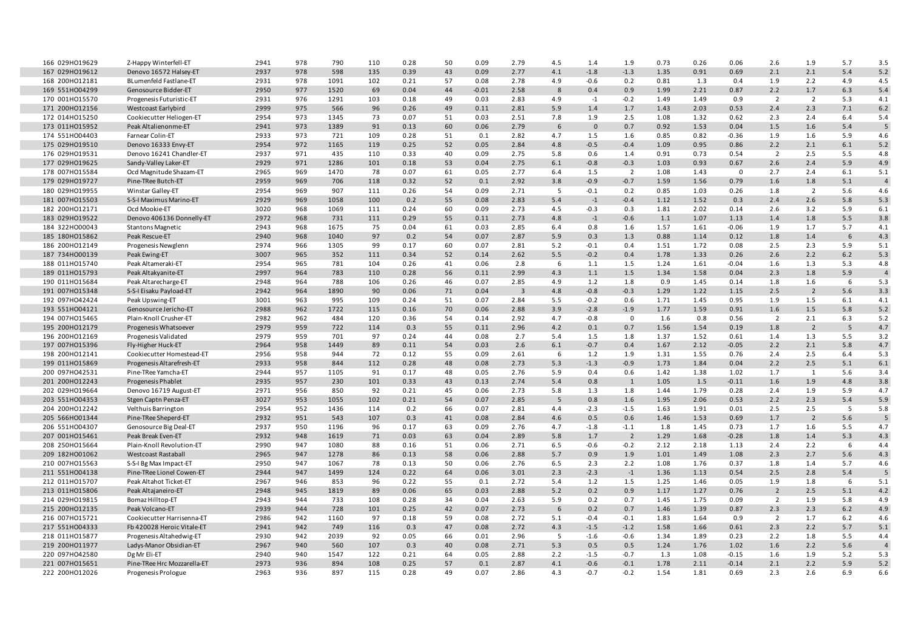| | | | | | | | | | | | | | | | | | | | | |
|---|---|---|---|---|---|---|---|---|---|---|---|---|---|---|---|---|---|---|---|---|
| 166 | 029HO19629 | Z-Happy Winterfell-ET | 2941 | 978 | 790 | 110 | 0.28 | 50 | 0.09 | 2.79 | 4.5 | 1.4 | 1.9 | 0.73 | 0.26 | 0.06 | 2.6 | 1.9 | 5.7 | 3.5 |
| 167 | 029HO19612 | Denovo 16572 Halsey-ET | 2937 | 978 | 598 | 135 | 0.39 | 43 | 0.09 | 2.77 | 4.1 | -1.8 | -1.3 | 1.35 | 0.91 | 0.69 | 2.1 | 2.1 | 5.4 | 5.2 |
| 168 | 200HO12181 | BLumenfeld Fastlane-ET | 2931 | 978 | 1091 | 102 | 0.21 | 57 | 0.08 | 2.78 | 4.9 | -0.6 | 0.2 | 0.81 | 1.3 | 0.4 | 1.9 | 2.2 | 4.9 | 4.5 |
| 169 | 551HO04299 | Genosource Bidder-ET | 2950 | 977 | 1520 | 69 | 0.04 | 44 | -0.01 | 2.58 | 8 | 0.4 | 0.9 | 1.99 | 2.21 | 0.87 | 2.2 | 1.7 | 6.3 | 5.4 |
| 170 | 001HO15570 | Progenesis Futuristic-ET | 2931 | 976 | 1291 | 103 | 0.18 | 49 | 0.03 | 2.83 | 4.9 | -1 | -0.2 | 1.49 | 1.49 | 0.9 | 2 | 2 | 5.3 | 4.1 |
| 171 | 200HO12156 | Westcoast Earlybird | 2999 | 975 | 566 | 96 | 0.26 | 49 | 0.11 | 2.81 | 5.9 | 1.4 | 1.7 | 1.43 | 2.03 | 0.53 | 2.4 | 2.3 | 7.1 | 6.2 |
| 172 | 014HO15250 | Cookiecutter Heliogen-ET | 2954 | 973 | 1345 | 73 | 0.07 | 51 | 0.03 | 2.51 | 7.8 | 1.9 | 2.5 | 1.08 | 1.32 | 0.62 | 2.3 | 2.4 | 6.4 | 5.4 |
| 173 | 011HO15952 | Peak Altalienonme-ET | 2941 | 973 | 1389 | 91 | 0.13 | 60 | 0.06 | 2.79 | 6 | 0 | 0.7 | 0.92 | 1.53 | 0.04 | 1.5 | 1.6 | 5.4 | 5 |
| 174 | 551HO04403 | Farnear Colin-ET | 2933 | 973 | 721 | 109 | 0.28 | 51 | 0.1 | 2.82 | 4.7 | 1.5 | 1.6 | 0.85 | 0.82 | -0.36 | 1.9 | 1.6 | 5.9 | 4.6 |
| 175 | 029HO19510 | Denovo 16333 Envy-ET | 2954 | 972 | 1165 | 119 | 0.25 | 52 | 0.05 | 2.84 | 4.8 | -0.5 | -0.4 | 1.09 | 0.95 | 0.86 | 2.2 | 2.1 | 6.1 | 5.2 |
| 176 | 029HO19531 | Denovo 16241 Chandler-ET | 2937 | 971 | 435 | 110 | 0.33 | 40 | 0.09 | 2.75 | 5.8 | 0.6 | 1.4 | 0.91 | 0.73 | 0.54 | 2 | 2.5 | 5.5 | 4.8 |
| 177 | 029HO19625 | Sandy-Valley Laker-ET | 2929 | 971 | 1286 | 101 | 0.18 | 53 | 0.04 | 2.75 | 6.1 | -0.8 | -0.3 | 1.03 | 0.93 | 0.67 | 2.6 | 2.4 | 5.9 | 4.9 |
| 178 | 007HO15584 | Ocd Magnitude Shazam-ET | 2965 | 969 | 1470 | 78 | 0.07 | 61 | 0.05 | 2.77 | 6.4 | 1.5 | 2 | 1.08 | 1.43 | 0 | 2.7 | 2.4 | 6.1 | 5.1 |
| 179 | 029HO19727 | Pine-TRee Butch-ET | 2959 | 969 | 706 | 118 | 0.32 | 52 | 0.1 | 2.92 | 3.8 | -0.9 | -0.7 | 1.59 | 1.56 | 0.79 | 1.6 | 1.8 | 5.1 | 4 |
| 180 | 029HO19955 | Winstar Galley-ET | 2954 | 969 | 907 | 111 | 0.26 | 54 | 0.09 | 2.71 | 5 | -0.1 | 0.2 | 0.85 | 1.03 | 0.26 | 1.8 | 2 | 5.6 | 4.6 |
| 181 | 007HO15503 | S-S-I Maximus Marino-ET | 2929 | 969 | 1058 | 100 | 0.2 | 55 | 0.08 | 2.83 | 5.4 | -1 | -0.4 | 1.12 | 1.52 | 0.3 | 2.4 | 2.6 | 5.8 | 5.3 |
| 182 | 200HO12171 | Ocd Mookie-ET | 3020 | 968 | 1069 | 111 | 0.24 | 60 | 0.09 | 2.73 | 4.5 | -0.3 | 0.3 | 1.81 | 2.02 | 0.14 | 2.6 | 3.2 | 5.9 | 6.1 |
| 183 | 029HO19522 | Denovo 406136 Donnelly-ET | 2972 | 968 | 731 | 111 | 0.29 | 55 | 0.11 | 2.73 | 4.8 | -1 | -0.6 | 1.1 | 1.07 | 1.13 | 1.4 | 1.8 | 5.5 | 3.8 |
| 184 | 322HO00043 | Stantons Magnetic | 2943 | 968 | 1675 | 75 | 0.04 | 61 | 0.03 | 2.85 | 6.4 | 0.8 | 1.6 | 1.57 | 1.61 | -0.06 | 1.9 | 1.7 | 5.7 | 4.1 |
| 185 | 180HO15862 | Peak Rescue-ET | 2940 | 968 | 1040 | 97 | 0.2 | 54 | 0.07 | 2.87 | 5.9 | 0.3 | 1.3 | 0.88 | 1.14 | 0.12 | 1.8 | 1.4 | 6 | 4.3 |
| 186 | 200HO12149 | Progenesis Newglenn | 2974 | 966 | 1305 | 99 | 0.17 | 60 | 0.07 | 2.81 | 5.2 | -0.1 | 0.4 | 1.51 | 1.72 | 0.08 | 2.5 | 2.3 | 5.9 | 5.1 |
| 187 | 734HO00139 | Peak Ewing-ET | 3007 | 965 | 352 | 111 | 0.34 | 52 | 0.14 | 2.62 | 5.5 | -0.2 | 0.4 | 1.78 | 1.33 | 0.26 | 2.6 | 2.2 | 6.2 | 5.3 |
| 188 | 011HO15740 | Peak Altameraki-ET | 2954 | 965 | 781 | 104 | 0.26 | 41 | 0.06 | 2.8 | 6 | 1.1 | 1.5 | 1.24 | 1.61 | -0.04 | 1.6 | 1.3 | 5.3 | 4.8 |
| 189 | 011HO15793 | Peak Altakyanite-ET | 2997 | 964 | 783 | 110 | 0.28 | 56 | 0.11 | 2.99 | 4.3 | 1.1 | 1.5 | 1.34 | 1.58 | 0.04 | 2.3 | 1.8 | 5.9 | 4 |
| 190 | 011HO15684 | Peak Altarecharge-ET | 2948 | 964 | 788 | 106 | 0.26 | 46 | 0.07 | 2.85 | 4.9 | 1.2 | 1.8 | 0.9 | 1.45 | 0.14 | 1.8 | 1.6 | 6 | 5.3 |
| 191 | 007HO15348 | S-S-I Eisaku Payload-ET | 2942 | 964 | 1890 | 90 | 0.06 | 71 | 0.04 | 3 | 4.8 | -0.8 | -0.3 | 1.29 | 1.22 | 1.15 | 2.5 | 2 | 5.6 | 3.3 |
| 192 | 097HO42424 | Peak Upswing-ET | 3001 | 963 | 995 | 109 | 0.24 | 51 | 0.07 | 2.84 | 5.5 | -0.2 | 0.6 | 1.71 | 1.45 | 0.95 | 1.9 | 1.5 | 6.1 | 4.1 |
| 193 | 551HO04121 | Genosource Jericho-ET | 2988 | 962 | 1722 | 115 | 0.16 | 70 | 0.06 | 2.88 | 3.9 | -2.8 | -1.9 | 1.77 | 1.59 | 0.91 | 1.6 | 1.5 | 5.8 | 5.2 |
| 194 | 007HO15465 | Plain-Knoll Crusher-ET | 2982 | 962 | 484 | 120 | 0.36 | 54 | 0.14 | 2.92 | 4.7 | -0.8 | 0 | 1.6 | 0.8 | 0.56 | 2 | 2.1 | 6.3 | 5.2 |
| 195 | 200HO12179 | Progenesis Whatsoever | 2979 | 959 | 722 | 114 | 0.3 | 55 | 0.11 | 2.96 | 4.2 | 0.1 | 0.7 | 1.56 | 1.54 | 0.19 | 1.8 | 2 | 5 | 4.7 |
| 196 | 200HO12169 | Progenesis Validated | 2979 | 959 | 701 | 97 | 0.24 | 44 | 0.08 | 2.7 | 5.4 | 1.5 | 1.8 | 1.37 | 1.52 | 0.61 | 1.4 | 1.3 | 5.5 | 3.2 |
| 197 | 007HO15396 | Fly-Higher Huck-ET | 2964 | 958 | 1449 | 89 | 0.11 | 54 | 0.03 | 2.6 | 6.1 | -0.7 | 0.4 | 1.67 | 2.12 | -0.05 | 2.2 | 2.1 | 5.8 | 4.7 |
| 198 | 200HO12141 | Cookiecutter Homestead-ET | 2956 | 958 | 944 | 72 | 0.12 | 55 | 0.09 | 2.61 | 6 | 1.2 | 1.9 | 1.31 | 1.55 | 0.76 | 2.4 | 2.5 | 6.4 | 5.3 |
| 199 | 011HO15869 | Progenesis Altarefresh-ET | 2933 | 958 | 844 | 112 | 0.28 | 48 | 0.08 | 2.73 | 5.3 | -1.3 | -0.9 | 1.73 | 1.84 | 0.04 | 2.2 | 2.5 | 5.1 | 6.1 |
| 200 | 097HO42531 | Pine-TRee Yamcha-ET | 2944 | 957 | 1105 | 91 | 0.17 | 48 | 0.05 | 2.76 | 5.9 | 0.4 | 0.6 | 1.42 | 1.38 | 1.02 | 1.7 | 1 | 5.6 | 3.4 |
| 201 | 200HO12243 | Progenesis Phablet | 2935 | 957 | 230 | 101 | 0.33 | 43 | 0.13 | 2.74 | 5.4 | 0.8 | 1 | 1.05 | 1.5 | -0.11 | 1.6 | 1.9 | 4.8 | 3.8 |
| 202 | 029HO19664 | Denovo 16719 August-ET | 2971 | 956 | 850 | 92 | 0.21 | 45 | 0.06 | 2.73 | 5.8 | 1.3 | 1.8 | 1.44 | 1.79 | 0.28 | 2.4 | 1.9 | 5.9 | 4.7 |
| 203 | 551HO04353 | Stgen Captn Penza-ET | 3027 | 953 | 1055 | 102 | 0.21 | 54 | 0.07 | 2.85 | 5 | 0.8 | 1.6 | 1.95 | 2.06 | 0.53 | 2.2 | 2.3 | 5.4 | 5.9 |
| 204 | 200HO12242 | Velthuis Barrington | 2954 | 952 | 1436 | 114 | 0.2 | 66 | 0.07 | 2.81 | 4.4 | -2.3 | -1.5 | 1.63 | 1.91 | 0.01 | 2.5 | 2.5 | 5 | 5.8 |
| 205 | 566HO01344 | Pine-TRee Sheperd-ET | 2932 | 951 | 543 | 107 | 0.3 | 41 | 0.08 | 2.84 | 4.6 | 0.5 | 0.6 | 1.46 | 1.53 | 0.69 | 1.7 | 2 | 5.6 | 5 |
| 206 | 551HO04307 | Genosource Big Deal-ET | 2937 | 950 | 1196 | 96 | 0.17 | 63 | 0.09 | 2.76 | 4.7 | -1.8 | -1.1 | 1.8 | 1.45 | 0.73 | 1.7 | 1.6 | 5.5 | 4.7 |
| 207 | 001HO15461 | Peak Break Even-ET | 2932 | 948 | 1619 | 71 | 0.03 | 63 | 0.04 | 2.89 | 5.8 | 1.7 | 2 | 1.29 | 1.68 | -0.28 | 1.8 | 1.4 | 5.3 | 4.3 |
| 208 | 250HO15664 | Plain-Knoll Revolution-ET | 2990 | 947 | 1080 | 88 | 0.16 | 51 | 0.06 | 2.71 | 6.5 | -0.6 | -0.2 | 2.12 | 2.18 | 1.13 | 2.4 | 2.2 | 6 | 4.4 |
| 209 | 182HO01062 | Westcoast Rastaball | 2965 | 947 | 1278 | 86 | 0.13 | 58 | 0.06 | 2.88 | 5.7 | 0.9 | 1.9 | 1.01 | 1.49 | 1.08 | 2.3 | 2.7 | 5.6 | 4.3 |
| 210 | 007HO15563 | S-S-I Bg Max Impact-ET | 2950 | 947 | 1067 | 78 | 0.13 | 50 | 0.06 | 2.76 | 6.5 | 2.3 | 2.2 | 1.08 | 1.76 | 0.37 | 1.8 | 1.4 | 5.7 | 4.6 |
| 211 | 551HO04138 | Pine-TRee Lionel Cowen-ET | 2944 | 947 | 1499 | 124 | 0.22 | 64 | 0.06 | 3.01 | 2.3 | -2.3 | -1 | 1.36 | 1.13 | 0.54 | 2.5 | 2.8 | 5.4 | 5 |
| 212 | 011HO15707 | Peak Altahot Ticket-ET | 2967 | 946 | 853 | 96 | 0.22 | 55 | 0.1 | 2.72 | 5.4 | 1.2 | 1.5 | 1.25 | 1.46 | 0.05 | 1.9 | 1.8 | 6 | 5.1 |
| 213 | 011HO15806 | Peak Altajaneiro-ET | 2948 | 945 | 1819 | 89 | 0.06 | 65 | 0.03 | 2.88 | 5.2 | 0.2 | 0.9 | 1.17 | 1.27 | 0.76 | 2 | 2.5 | 5.1 | 4.2 |
| 214 | 029HO19815 | Bomaz Hilltop-ET | 2943 | 944 | 733 | 108 | 0.28 | 34 | 0.04 | 2.63 | 5.9 | 0.2 | 0.7 | 1.45 | 1.75 | 0.09 | 2 | 1.9 | 5.8 | 4.9 |
| 215 | 200HO12135 | Peak Volcano-ET | 2939 | 944 | 728 | 101 | 0.25 | 42 | 0.07 | 2.73 | 6 | 0.2 | 0.7 | 1.46 | 1.39 | 0.87 | 2.3 | 2.3 | 6.2 | 4.9 |
| 216 | 007HO15721 | Cookiecutter Harrisenna-ET | 2986 | 942 | 1160 | 97 | 0.18 | 59 | 0.08 | 2.72 | 5.1 | -0.4 | -0.1 | 1.83 | 1.64 | 0.9 | 2 | 1.7 | 6.2 | 4.6 |
| 217 | 551HO04333 | Fb 420028 Heroic Vitale-ET | 2941 | 942 | 749 | 116 | 0.3 | 47 | 0.08 | 2.72 | 4.3 | -1.5 | -1.2 | 1.58 | 1.66 | 0.61 | 2.3 | 2.2 | 5.7 | 5.1 |
| 218 | 011HO15877 | Progenesis Altahedwig-ET | 2930 | 942 | 2039 | 92 | 0.05 | 66 | 0.01 | 2.96 | 5 | -1.6 | -0.6 | 1.34 | 1.89 | 0.23 | 2.2 | 1.8 | 5.5 | 4.4 |
| 219 | 200HO11977 | Ladys-Manor Obsidian-ET | 2967 | 940 | 560 | 107 | 0.3 | 40 | 0.08 | 2.71 | 5.3 | 0.5 | 0.5 | 1.24 | 1.76 | 1.02 | 1.6 | 2.2 | 5.6 | 4 |
| 220 | 097HO42580 | Dg Mr Eli-ET | 2940 | 940 | 1547 | 122 | 0.21 | 64 | 0.05 | 2.88 | 2.2 | -1.5 | -0.7 | 1.3 | 1.08 | -0.15 | 1.6 | 1.9 | 5.2 | 5.3 |
| 221 | 007HO15651 | Pine-TRee Hrc Mozzarella-ET | 2973 | 936 | 894 | 108 | 0.25 | 57 | 0.1 | 2.87 | 4.1 | -0.6 | -0.1 | 1.78 | 2.11 | -0.14 | 2.1 | 2.2 | 5.9 | 5.2 |
| 222 | 200HO12026 | Progenesis Prologue | 2963 | 936 | 897 | 115 | 0.28 | 49 | 0.07 | 2.86 | 4.3 | -0.7 | -0.2 | 1.54 | 1.81 | 0.69 | 2.3 | 2.6 | 6.9 | 6.6 |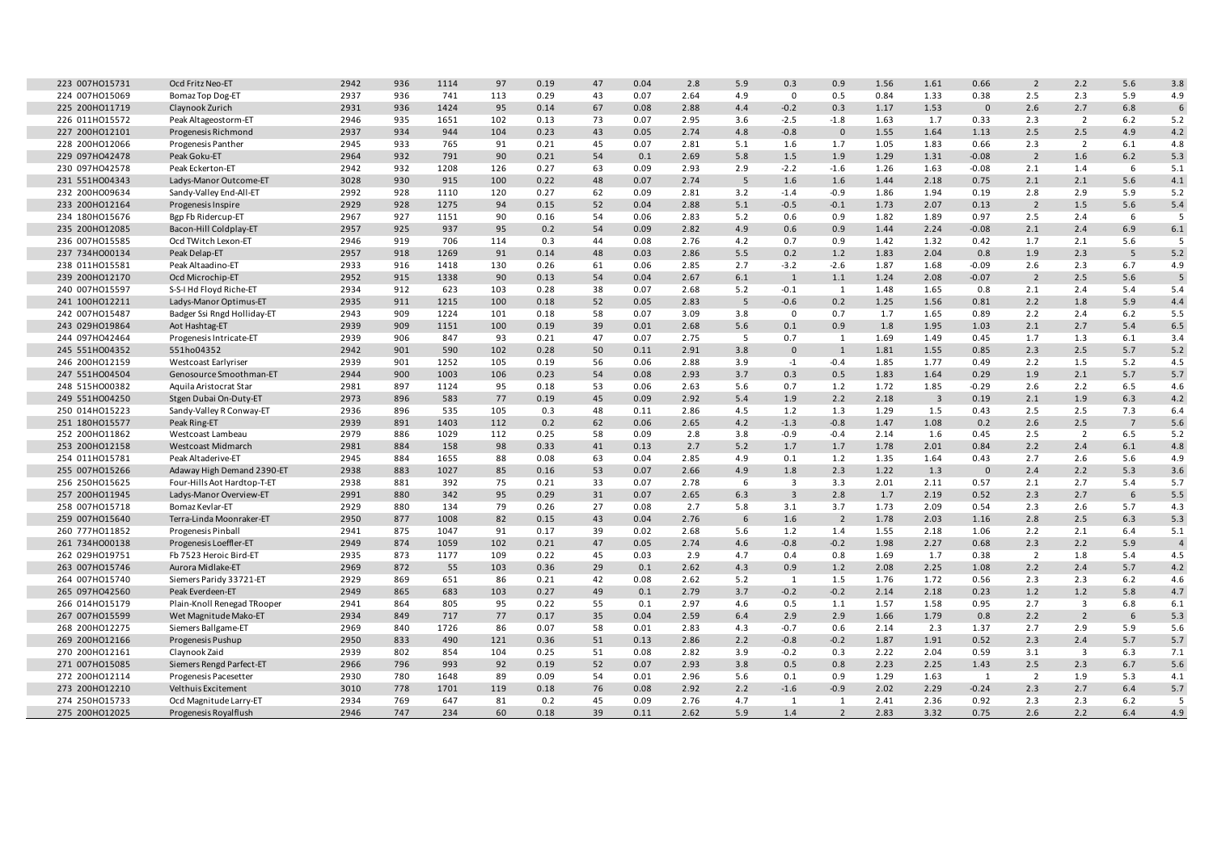| | | | | | | | | | | | | | | | | | | | | | |
|---|---|---|---|---|---|---|---|---|---|---|---|---|---|---|---|---|---|---|---|---|---|
| 223 | 007HO15731 | Ocd Fritz Neo-ET | 2942 | 936 | 1114 | 97 | 0.19 | 47 | 0.04 | 2.8 | 5.9 | 0.3 | 0.9 | 1.56 | 1.61 | 0.66 | 2 | 2.2 | 5.6 | 3.8 |
| 224 | 007HO15069 | Bomaz Top Dog-ET | 2937 | 936 | 741 | 113 | 0.29 | 43 | 0.07 | 2.64 | 4.9 | 0 | 0.5 | 0.84 | 1.33 | 0.38 | 2.5 | 2.3 | 5.9 | 4.9 |
| 225 | 200HO11719 | Claynook Zurich | 2931 | 936 | 1424 | 95 | 0.14 | 67 | 0.08 | 2.88 | 4.4 | -0.2 | 0.3 | 1.17 | 1.53 | 0 | 2.6 | 2.7 | 6.8 | 6 |
| 226 | 011HO15572 | Peak Altageostorm-ET | 2946 | 935 | 1651 | 102 | 0.13 | 73 | 0.07 | 2.95 | 3.6 | -2.5 | -1.8 | 1.63 | 1.7 | 0.33 | 2.3 | 2 | 6.2 | 5.2 |
| 227 | 200HO12101 | Progenesis Richmond | 2937 | 934 | 944 | 104 | 0.23 | 43 | 0.05 | 2.74 | 4.8 | -0.8 | 0 | 1.55 | 1.64 | 1.13 | 2.5 | 2.5 | 4.9 | 4.2 |
| 228 | 200HO12066 | Progenesis Panther | 2945 | 933 | 765 | 91 | 0.21 | 45 | 0.07 | 2.81 | 5.1 | 1.6 | 1.7 | 1.05 | 1.83 | 0.66 | 2.3 | 2 | 6.1 | 4.8 |
| 229 | 097HO42478 | Peak Goku-ET | 2964 | 932 | 791 | 90 | 0.21 | 54 | 0.1 | 2.69 | 5.8 | 1.5 | 1.9 | 1.29 | 1.31 | -0.08 | 2 | 1.6 | 6.2 | 5.3 |
| 230 | 097HO42578 | Peak Eckerton-ET | 2942 | 932 | 1208 | 126 | 0.27 | 63 | 0.09 | 2.93 | 2.9 | -2.2 | -1.6 | 1.26 | 1.63 | -0.08 | 2.1 | 1.4 | 6 | 5.1 |
| 231 | 551HO04343 | Ladys-Manor Outcome-ET | 3028 | 930 | 915 | 100 | 0.22 | 48 | 0.07 | 2.74 | 5 | 1.6 | 1.6 | 1.44 | 2.18 | 0.75 | 2.1 | 2.1 | 5.6 | 4.1 |
| 232 | 200HO09634 | Sandy-Valley End-All-ET | 2992 | 928 | 1110 | 120 | 0.27 | 62 | 0.09 | 2.81 | 3.2 | -1.4 | -0.9 | 1.86 | 1.94 | 0.19 | 2.8 | 2.9 | 5.9 | 5.2 |
| 233 | 200HO12164 | Progenesis Inspire | 2929 | 928 | 1275 | 94 | 0.15 | 52 | 0.04 | 2.88 | 5.1 | -0.5 | -0.1 | 1.73 | 2.07 | 0.13 | 2 | 1.5 | 5.6 | 5.4 |
| 234 | 180HO15676 | Bgp Fb Ridercup-ET | 2967 | 927 | 1151 | 90 | 0.16 | 54 | 0.06 | 2.83 | 5.2 | 0.6 | 0.9 | 1.82 | 1.89 | 0.97 | 2.5 | 2.4 | 6 | 5 |
| 235 | 200HO12085 | Bacon-Hill Coldplay-ET | 2957 | 925 | 937 | 95 | 0.2 | 54 | 0.09 | 2.82 | 4.9 | 0.6 | 0.9 | 1.44 | 2.24 | -0.08 | 2.1 | 2.4 | 6.9 | 6.1 |
| 236 | 007HO15585 | Ocd TWitch Lexon-ET | 2946 | 919 | 706 | 114 | 0.3 | 44 | 0.08 | 2.76 | 4.2 | 0.7 | 0.9 | 1.42 | 1.32 | 0.42 | 1.7 | 2.1 | 5.6 | 5 |
| 237 | 734HO00134 | Peak Delap-ET | 2957 | 918 | 1269 | 91 | 0.14 | 48 | 0.03 | 2.86 | 5.5 | 0.2 | 1.2 | 1.83 | 2.04 | 0.8 | 1.9 | 2.3 | 5 | 5.2 |
| 238 | 011HO15581 | Peak Altaadino-ET | 2933 | 916 | 1418 | 130 | 0.26 | 61 | 0.06 | 2.85 | 2.7 | -3.2 | -2.6 | 1.87 | 1.68 | -0.09 | 2.6 | 2.3 | 6.7 | 4.9 |
| 239 | 200HO12170 | Ocd Microchip-ET | 2952 | 915 | 1338 | 90 | 0.13 | 54 | 0.04 | 2.67 | 6.1 | 1 | 1.1 | 1.24 | 2.08 | -0.07 | 2 | 2.5 | 5.6 | 5 |
| 240 | 007HO15597 | S-S-I Hd Floyd Riche-ET | 2934 | 912 | 623 | 103 | 0.28 | 38 | 0.07 | 2.68 | 5.2 | -0.1 | 1 | 1.48 | 1.65 | 0.8 | 2.1 | 2.4 | 5.4 | 5.4 |
| 241 | 100HO12211 | Ladys-Manor Optimus-ET | 2935 | 911 | 1215 | 100 | 0.18 | 52 | 0.05 | 2.83 | 5 | -0.6 | 0.2 | 1.25 | 1.56 | 0.81 | 2.2 | 1.8 | 5.9 | 4.4 |
| 242 | 007HO15487 | Badger Ssi Rngd Holliday-ET | 2943 | 909 | 1224 | 101 | 0.18 | 58 | 0.07 | 3.09 | 3.8 | 0 | 0.7 | 1.7 | 1.65 | 0.89 | 2.2 | 2.4 | 6.2 | 5.5 |
| 243 | 029HO19864 | Aot Hashtag-ET | 2939 | 909 | 1151 | 100 | 0.19 | 39 | 0.01 | 2.68 | 5.6 | 0.1 | 0.9 | 1.8 | 1.95 | 1.03 | 2.1 | 2.7 | 5.4 | 6.5 |
| 244 | 097HO42464 | Progenesis Intricate-ET | 2939 | 906 | 847 | 93 | 0.21 | 47 | 0.07 | 2.75 | 5 | 0.7 | 1 | 1.69 | 1.49 | 0.45 | 1.7 | 1.3 | 6.1 | 3.4 |
| 245 | 551HO04352 | 551ho04352 | 2942 | 901 | 590 | 102 | 0.28 | 50 | 0.11 | 2.91 | 3.8 | 0 | 1 | 1.81 | 1.55 | 0.85 | 2.3 | 2.5 | 5.7 | 5.2 |
| 246 | 200HO12159 | Westcoast Earlyriser | 2939 | 901 | 1252 | 105 | 0.19 | 56 | 0.06 | 2.88 | 3.9 | -1 | -0.4 | 1.85 | 1.77 | 0.49 | 2.2 | 1.5 | 5.2 | 4.5 |
| 247 | 551HO04504 | Genosource Smoothman-ET | 2944 | 900 | 1003 | 106 | 0.23 | 54 | 0.08 | 2.93 | 3.7 | 0.3 | 0.5 | 1.83 | 1.64 | 0.29 | 1.9 | 2.1 | 5.7 | 5.7 |
| 248 | 515HO00382 | Aquila Aristocrat Star | 2981 | 897 | 1124 | 95 | 0.18 | 53 | 0.06 | 2.63 | 5.6 | 0.7 | 1.2 | 1.72 | 1.85 | -0.29 | 2.6 | 2.2 | 6.5 | 4.6 |
| 249 | 551HO04250 | Stgen Dubai On-Duty-ET | 2973 | 896 | 583 | 77 | 0.19 | 45 | 0.09 | 2.92 | 5.4 | 1.9 | 2.2 | 2.18 | 3 | 0.19 | 2.1 | 1.9 | 6.3 | 4.2 |
| 250 | 014HO15223 | Sandy-Valley R Conway-ET | 2936 | 896 | 535 | 105 | 0.3 | 48 | 0.11 | 2.86 | 4.5 | 1.2 | 1.3 | 1.29 | 1.5 | 0.43 | 2.5 | 2.5 | 7.3 | 6.4 |
| 251 | 180HO15577 | Peak Ring-ET | 2939 | 891 | 1403 | 112 | 0.2 | 62 | 0.06 | 2.65 | 4.2 | -1.3 | -0.8 | 1.47 | 1.08 | 0.2 | 2.6 | 2.5 | 7 | 5.6 |
| 252 | 200HO11862 | Westcoast Lambeau | 2979 | 886 | 1029 | 112 | 0.25 | 58 | 0.09 | 2.8 | 3.8 | -0.9 | -0.4 | 2.14 | 1.6 | 0.45 | 2.5 | 2 | 6.5 | 5.2 |
| 253 | 200HO12158 | Westcoast Midmarch | 2981 | 884 | 158 | 98 | 0.33 | 41 | 0.13 | 2.7 | 5.2 | 1.7 | 1.7 | 1.78 | 2.01 | 0.84 | 2.2 | 2.4 | 6.1 | 4.8 |
| 254 | 011HO15781 | Peak Altaderive-ET | 2945 | 884 | 1655 | 88 | 0.08 | 63 | 0.04 | 2.85 | 4.9 | 0.1 | 1.2 | 1.35 | 1.64 | 0.43 | 2.7 | 2.6 | 5.6 | 4.9 |
| 255 | 007HO15266 | Adaway High Demand 2390-ET | 2938 | 883 | 1027 | 85 | 0.16 | 53 | 0.07 | 2.66 | 4.9 | 1.8 | 2.3 | 1.22 | 1.3 | 0 | 2.4 | 2.2 | 5.3 | 3.6 |
| 256 | 250HO15625 | Four-Hills Aot Hardtop-T-ET | 2938 | 881 | 392 | 75 | 0.21 | 33 | 0.07 | 2.78 | 6 | 3 | 3.3 | 2.01 | 2.11 | 0.57 | 2.1 | 2.7 | 5.4 | 5.7 |
| 257 | 200HO11945 | Ladys-Manor Overview-ET | 2991 | 880 | 342 | 95 | 0.29 | 31 | 0.07 | 2.65 | 6.3 | 3 | 2.8 | 1.7 | 2.19 | 0.52 | 2.3 | 2.7 | 6 | 5.5 |
| 258 | 007HO15718 | Bomaz Kevlar-ET | 2929 | 880 | 134 | 79 | 0.26 | 27 | 0.08 | 2.7 | 5.8 | 3.1 | 3.7 | 1.73 | 2.09 | 0.54 | 2.3 | 2.6 | 5.7 | 4.3 |
| 259 | 007HO15640 | Terra-Linda Moonraker-ET | 2950 | 877 | 1008 | 82 | 0.15 | 43 | 0.04 | 2.76 | 6 | 1.6 | 2 | 1.78 | 2.03 | 1.16 | 2.8 | 2.5 | 6.3 | 5.3 |
| 260 | 777HO11852 | Progenesis Pinball | 2941 | 875 | 1047 | 91 | 0.17 | 39 | 0.02 | 2.68 | 5.6 | 1.2 | 1.4 | 1.55 | 2.18 | 1.06 | 2.2 | 2.1 | 6.4 | 5.1 |
| 261 | 734HO00138 | Progenesis Loeffler-ET | 2949 | 874 | 1059 | 102 | 0.21 | 47 | 0.05 | 2.74 | 4.6 | -0.8 | -0.2 | 1.98 | 2.27 | 0.68 | 2.3 | 2.2 | 5.9 | 4 |
| 262 | 029HO19751 | Fb 7523 Heroic Bird-ET | 2935 | 873 | 1177 | 109 | 0.22 | 45 | 0.03 | 2.9 | 4.7 | 0.4 | 0.8 | 1.69 | 1.7 | 0.38 | 2 | 1.8 | 5.4 | 4.5 |
| 263 | 007HO15746 | Aurora Midlake-ET | 2969 | 872 | 55 | 103 | 0.36 | 29 | 0.1 | 2.62 | 4.3 | 0.9 | 1.2 | 2.08 | 2.25 | 1.08 | 2.2 | 2.4 | 5.7 | 4.2 |
| 264 | 007HO15740 | Siemers Paridy 33721-ET | 2929 | 869 | 651 | 86 | 0.21 | 42 | 0.08 | 2.62 | 5.2 | 1 | 1.5 | 1.76 | 1.72 | 0.56 | 2.3 | 2.3 | 6.2 | 4.6 |
| 265 | 097HO42560 | Peak Everdeen-ET | 2949 | 865 | 683 | 103 | 0.27 | 49 | 0.1 | 2.79 | 3.7 | -0.2 | -0.2 | 2.14 | 2.18 | 0.23 | 1.2 | 1.2 | 5.8 | 4.7 |
| 266 | 014HO15179 | Plain-Knoll Renegad TRooper | 2941 | 864 | 805 | 95 | 0.22 | 55 | 0.1 | 2.97 | 4.6 | 0.5 | 1.1 | 1.57 | 1.58 | 0.95 | 2.7 | 3 | 6.8 | 6.1 |
| 267 | 007HO15599 | Wet Magnitude Mako-ET | 2934 | 849 | 717 | 77 | 0.17 | 35 | 0.04 | 2.59 | 6.4 | 2.9 | 2.9 | 1.66 | 1.79 | 0.8 | 2.2 | 2 | 6 | 5.3 |
| 268 | 200HO12275 | Siemers Ballgame-ET | 2969 | 840 | 1726 | 86 | 0.07 | 58 | 0.01 | 2.83 | 4.3 | -0.7 | 0.6 | 2.14 | 2.3 | 1.37 | 2.7 | 2.9 | 5.9 | 5.6 |
| 269 | 200HO12166 | Progenesis Pushup | 2950 | 833 | 490 | 121 | 0.36 | 51 | 0.13 | 2.86 | 2.2 | -0.8 | -0.2 | 1.87 | 1.91 | 0.52 | 2.3 | 2.4 | 5.7 | 5.7 |
| 270 | 200HO12161 | Claynook Zaid | 2939 | 802 | 854 | 104 | 0.25 | 51 | 0.08 | 2.82 | 3.9 | -0.2 | 0.3 | 2.22 | 2.04 | 0.59 | 3.1 | 3 | 6.3 | 7.1 |
| 271 | 007HO15085 | Siemers Rengd Parfect-ET | 2966 | 796 | 993 | 92 | 0.19 | 52 | 0.07 | 2.93 | 3.8 | 0.5 | 0.8 | 2.23 | 2.25 | 1.43 | 2.5 | 2.3 | 6.7 | 5.6 |
| 272 | 200HO12114 | Progenesis Pacesetter | 2930 | 780 | 1648 | 89 | 0.09 | 54 | 0.01 | 2.96 | 5.6 | 0.1 | 0.9 | 1.29 | 1.63 | 1 | 2 | 1.9 | 5.3 | 4.1 |
| 273 | 200HO12210 | Velthuis Excitement | 3010 | 778 | 1701 | 119 | 0.18 | 76 | 0.08 | 2.92 | 2.2 | -1.6 | -0.9 | 2.02 | 2.29 | -0.24 | 2.3 | 2.7 | 6.4 | 5.7 |
| 274 | 250HO15733 | Ocd Magnitude Larry-ET | 2934 | 769 | 647 | 81 | 0.2 | 45 | 0.09 | 2.76 | 4.7 | 1 | 1 | 2.41 | 2.36 | 0.92 | 2.3 | 2.3 | 6.2 | 5 |
| 275 | 200HO12025 | Progenesis Royalflush | 2946 | 747 | 234 | 60 | 0.18 | 39 | 0.11 | 2.62 | 5.9 | 1.4 | 2 | 2.83 | 3.32 | 0.75 | 2.6 | 2.2 | 6.4 | 4.9 |